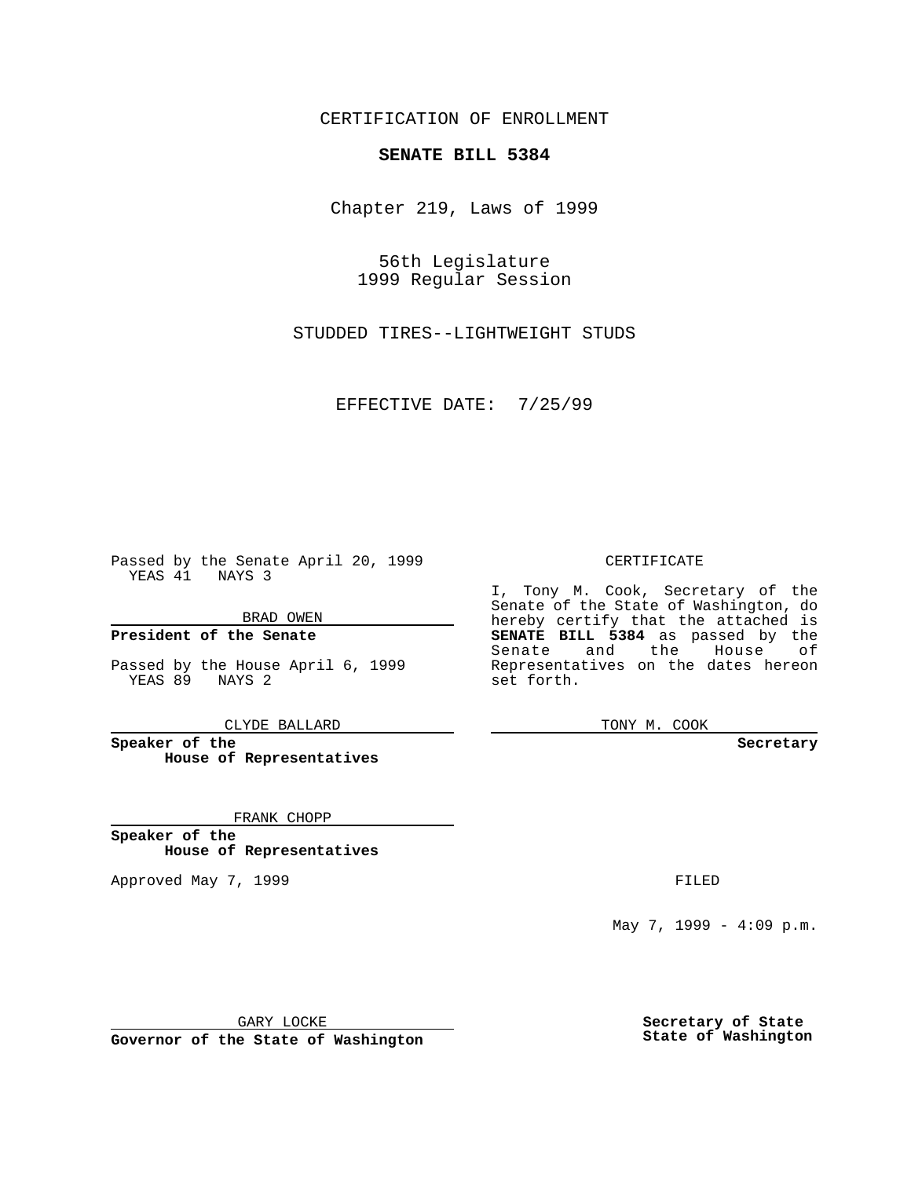CERTIFICATION OF ENROLLMENT

**SENATE BILL 5384**

Chapter 219, Laws of 1999

56th Legislature
1999 Regular Session

STUDDED TIRES--LIGHTWEIGHT STUDS

EFFECTIVE DATE: 7/25/99

Passed by the Senate April 20, 1999
YEAS 41 NAYS 3

BRAD OWEN

**President of the Senate**

Passed by the House April 6, 1999
YEAS 89 NAYS 2

CLYDE BALLARD

**Speaker of the House of Representatives**

FRANK CHOPP

**Speaker of the House of Representatives**

Approved May 7, 1999

GARY LOCKE

**Governor of the State of Washington**

CERTIFICATE

I, Tony M. Cook, Secretary of the Senate of the State of Washington, do hereby certify that the attached is **SENATE BILL 5384** as passed by the Senate and the House of Representatives on the dates hereon set forth.

TONY M. COOK

**Secretary**

FILED

May 7, 1999 - 4:09 p.m.

**Secretary of State**
**State of Washington**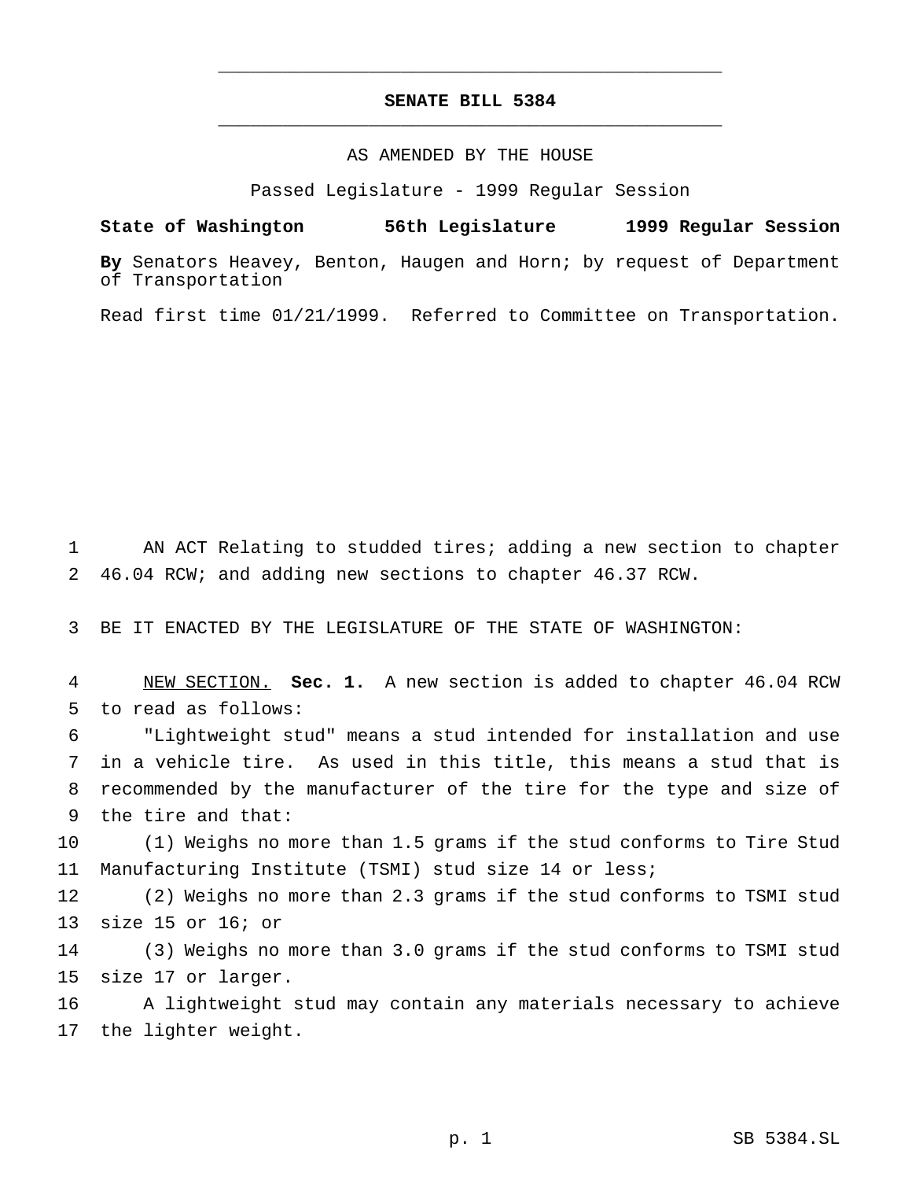# SENATE BILL 5384

AS AMENDED BY THE HOUSE

Passed Legislature - 1999 Regular Session

**State of Washington 56th Legislature 1999 Regular Session**

**By** Senators Heavey, Benton, Haugen and Horn; by request of Department of Transportation

Read first time 01/21/1999. Referred to Committee on Transportation.

AN ACT Relating to studded tires; adding a new section to chapter 46.04 RCW; and adding new sections to chapter 46.37 RCW.

BE IT ENACTED BY THE LEGISLATURE OF THE STATE OF WASHINGTON:

NEW SECTION. **Sec. 1.** A new section is added to chapter 46.04 RCW to read as follows:

"Lightweight stud" means a stud intended for installation and use in a vehicle tire. As used in this title, this means a stud that is recommended by the manufacturer of the tire for the type and size of the tire and that:

(1) Weighs no more than 1.5 grams if the stud conforms to Tire Stud Manufacturing Institute (TSMI) stud size 14 or less;

(2) Weighs no more than 2.3 grams if the stud conforms to TSMI stud size 15 or 16; or

(3) Weighs no more than 3.0 grams if the stud conforms to TSMI stud size 17 or larger.

A lightweight stud may contain any materials necessary to achieve the lighter weight.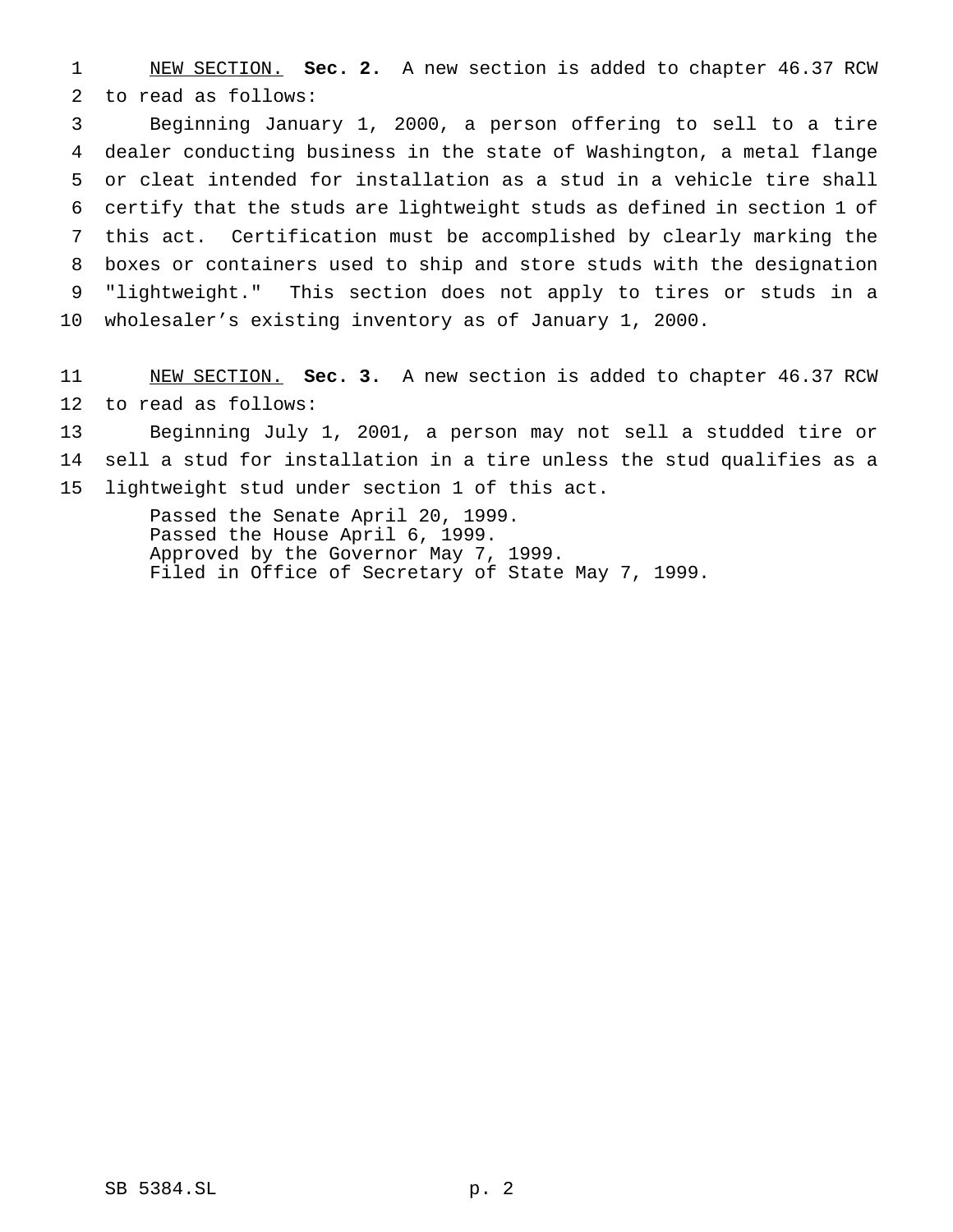NEW SECTION. **Sec. 2.** A new section is added to chapter 46.37 RCW to read as follows:

Beginning January 1, 2000, a person offering to sell to a tire dealer conducting business in the state of Washington, a metal flange or cleat intended for installation as a stud in a vehicle tire shall certify that the studs are lightweight studs as defined in section 1 of this act. Certification must be accomplished by clearly marking the boxes or containers used to ship and store studs with the designation "lightweight." This section does not apply to tires or studs in a wholesaler's existing inventory as of January 1, 2000.

NEW SECTION. **Sec. 3.** A new section is added to chapter 46.37 RCW to read as follows:

Beginning July 1, 2001, a person may not sell a studded tire or sell a stud for installation in a tire unless the stud qualifies as a lightweight stud under section 1 of this act.

Passed the Senate April 20, 1999.
Passed the House April 6, 1999.
Approved by the Governor May 7, 1999.
Filed in Office of Secretary of State May 7, 1999.